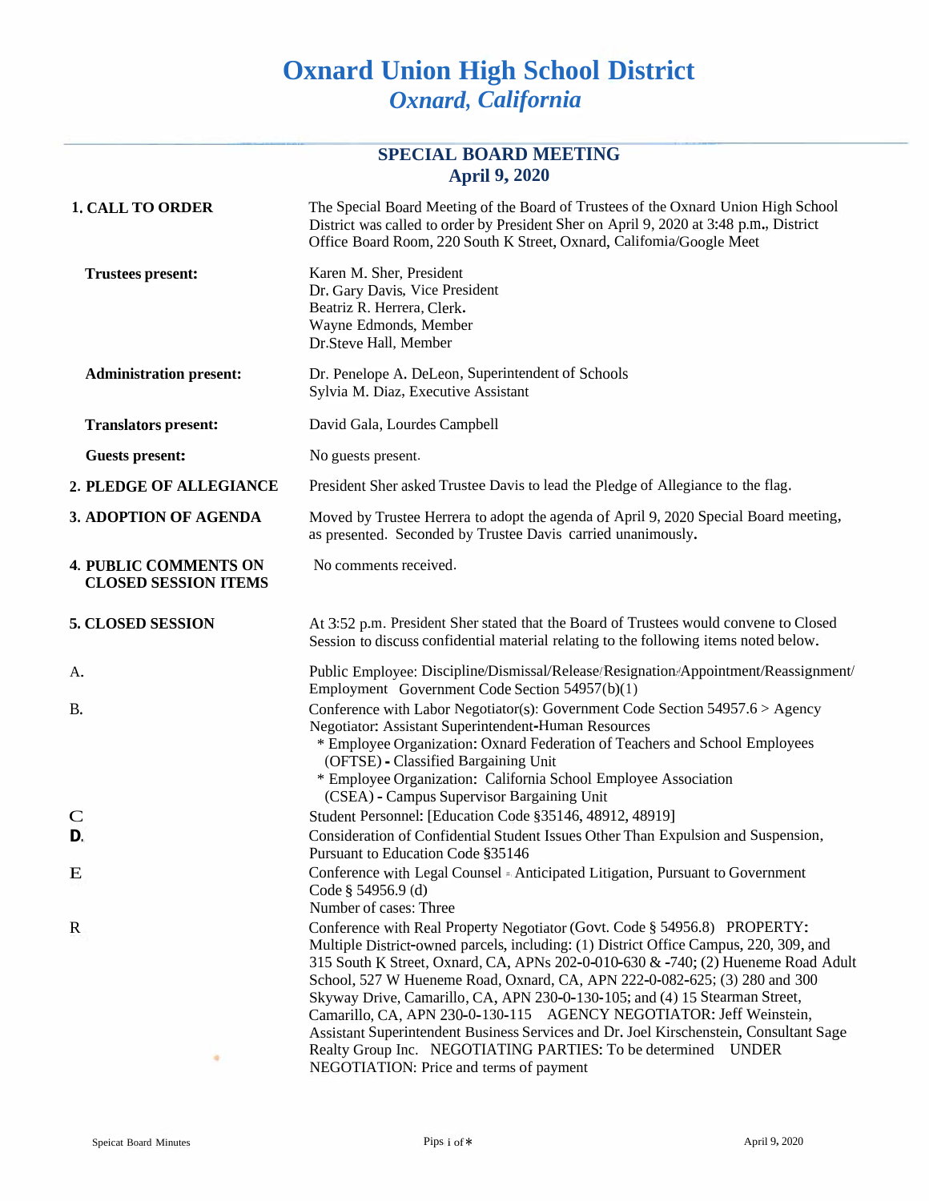# Oxnard Union High School District
## *Oxnard, California*

---

### SPECIAL BOARD MEETING
### April 9, 2020

**1. CALL TO ORDER**

The Special Board Meeting of the Board of Trustees of the Oxnard Union High School District was called to order by President Sher on April 9, 2020 at 3:48 p.m., District Office Board Room, 220 South K Street, Oxnard, California/Google Meet

**Trustees present:**

Karen M. Sher, President
Dr. Gary Davis, Vice President
Beatriz R. Herrera, Clerk.
Wayne Edmonds, Member
Dr.Steve Hall, Member

**Administration present:**

Dr. Penelope A. DeLeon, Superintendent of Schools
Sylvia M. Diaz, Executive Assistant

**Translators present:**

David Gala, Lourdes Campbell

**Guests present:**

No guests present.

**2. PLEDGE OF ALLEGIANCE**

President Sher asked Trustee Davis to lead the Pledge of Allegiance to the flag.

**3. ADOPTION OF AGENDA**

Moved by Trustee Herrera to adopt the agenda of April 9, 2020 Special Board meeting, as presented. Seconded by Trustee Davis carried unanimously.

**4. PUBLIC COMMENTS ON CLOSED SESSION ITEMS**

No comments received.

**5. CLOSED SESSION**

At 3:52 p.m. President Sher stated that the Board of Trustees would convene to Closed Session to discuss confidential material relating to the following items noted below.

A. Public Employee: Discipline/Dismissal/Release/Resignation/Appointment/Reassignment/ Employment Government Code Section 54957(b)(1)

B. Conference with Labor Negotiator(s): Government Code Section 54957.6 > Agency Negotiator: Assistant Superintendent-Human Resources
- Employee Organization: Oxnard Federation of Teachers and School Employees (OFTSE) - Classified Bargaining Unit
- Employee Organization: California School Employee Association (CSEA) - Campus Supervisor Bargaining Unit

C. Student Personnel: [Education Code §35146, 48912, 48919]

D. Consideration of Confidential Student Issues Other Than Expulsion and Suspension, Pursuant to Education Code §35146

E. Conference with Legal Counsel - Anticipated Litigation, Pursuant to Government Code § 54956.9 (d)
Number of cases: Three

R. Conference with Real Property Negotiator (Govt. Code § 54956.8) PROPERTY: Multiple District-owned parcels, including: (1) District Office Campus, 220, 309, and 315 South K Street, Oxnard, CA, APNs 202-0-010-630 & -740; (2) Hueneme Road Adult School, 527 W Hueneme Road, Oxnard, CA, APN 222-0-082-625; (3) 280 and 300 Skyway Drive, Camarillo, CA, APN 230-0-130-105; and (4) 15 Stearman Street, Camarillo, CA, APN 230-0-130-115 AGENCY NEGOTIATOR: Jeff Weinstein, Assistant Superintendent Business Services and Dr. Joel Kirschenstein, Consultant Sage Realty Group Inc. NEGOTIATING PARTIES: To be determined UNDER NEGOTIATION: Price and terms of payment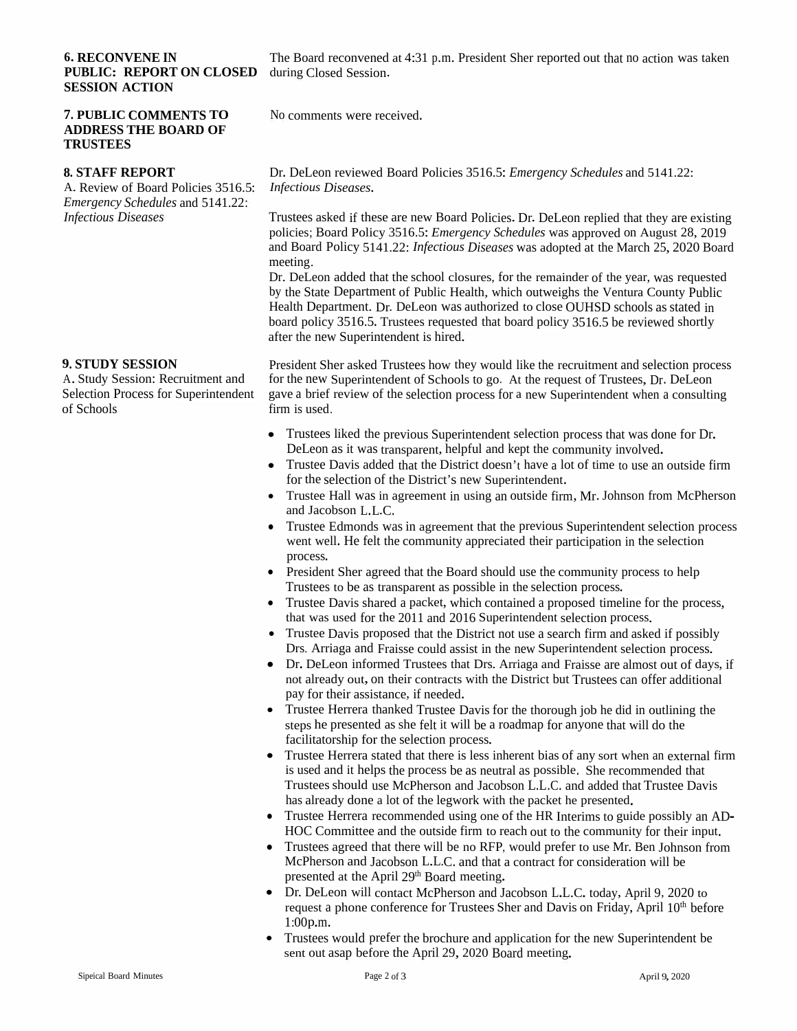**6. RECONVENE IN PUBLIC: REPORT ON CLOSED SESSION ACTION**

The Board reconvened at 4:31 p.m. President Sher reported out that no action was taken during Closed Session.

**7. PUBLIC COMMENTS TO ADDRESS THE BOARD OF TRUSTEES**

No comments were received.

**8. STAFF REPORT**

A. Review of Board Policies 3516.5: *Emergency Schedules* and 5141.22: *Infectious Diseases*

Dr. DeLeon reviewed Board Policies 3516.5: *Emergency Schedules* and 5141.22: *Infectious Diseases*.

Trustees asked if these are new Board Policies. Dr. DeLeon replied that they are existing policies; Board Policy 3516.5: *Emergency Schedules* was approved on August 28, 2019 and Board Policy 5141.22: *Infectious Diseases* was adopted at the March 25, 2020 Board meeting.

Dr. DeLeon added that the school closures, for the remainder of the year, was requested by the State Department of Public Health, which outweighs the Ventura County Public Health Department. Dr. DeLeon was authorized to close OUHSD schools as stated in board policy 3516.5. Trustees requested that board policy 3516.5 be reviewed shortly after the new Superintendent is hired.

**9. STUDY SESSION**

A. Study Session: Recruitment and Selection Process for Superintendent of Schools

President Sher asked Trustees how they would like the recruitment and selection process for the new Superintendent of Schools to go. At the request of Trustees, Dr. DeLeon gave a brief review of the selection process for a new Superintendent when a consulting firm is used.

- Trustees liked the previous Superintendent selection process that was done for Dr. DeLeon as it was transparent, helpful and kept the community involved.
- Trustee Davis added that the District doesn't have a lot of time to use an outside firm for the selection of the District's new Superintendent.
- Trustee Hall was in agreement in using an outside firm, Mr. Johnson from McPherson and Jacobson L.L.C.
- Trustee Edmonds was in agreement that the previous Superintendent selection process went well. He felt the community appreciated their participation in the selection process.
- President Sher agreed that the Board should use the community process to help Trustees to be as transparent as possible in the selection process.
- Trustee Davis shared a packet, which contained a proposed timeline for the process, that was used for the 2011 and 2016 Superintendent selection process.
- Trustee Davis proposed that the District not use a search firm and asked if possibly Drs. Arriaga and Fraisse could assist in the new Superintendent selection process.
- Dr. DeLeon informed Trustees that Drs. Arriaga and Fraisse are almost out of days, if not already out, on their contracts with the District but Trustees can offer additional pay for their assistance, if needed.
- Trustee Herrera thanked Trustee Davis for the thorough job he did in outlining the steps he presented as she felt it will be a roadmap for anyone that will do the facilitatorship for the selection process.
- Trustee Herrera stated that there is less inherent bias of any sort when an external firm is used and it helps the process be as neutral as possible. She recommended that Trustees should use McPherson and Jacobson L.L.C. and added that Trustee Davis has already done a lot of the legwork with the packet he presented.
- Trustee Herrera recommended using one of the HR Interims to guide possibly an AD-HOC Committee and the outside firm to reach out to the community for their input.
- Trustees agreed that there will be no RFP, would prefer to use Mr. Ben Johnson from McPherson and Jacobson L.L.C. and that a contract for consideration will be presented at the April 29th Board meeting.
- Dr. DeLeon will contact McPherson and Jacobson L.L.C. today, April 9, 2020 to request a phone conference for Trustees Sher and Davis on Friday, April 10th before 1:00p.m.
- Trustees would prefer the brochure and application for the new Superintendent be sent out asap before the April 29, 2020 Board meeting.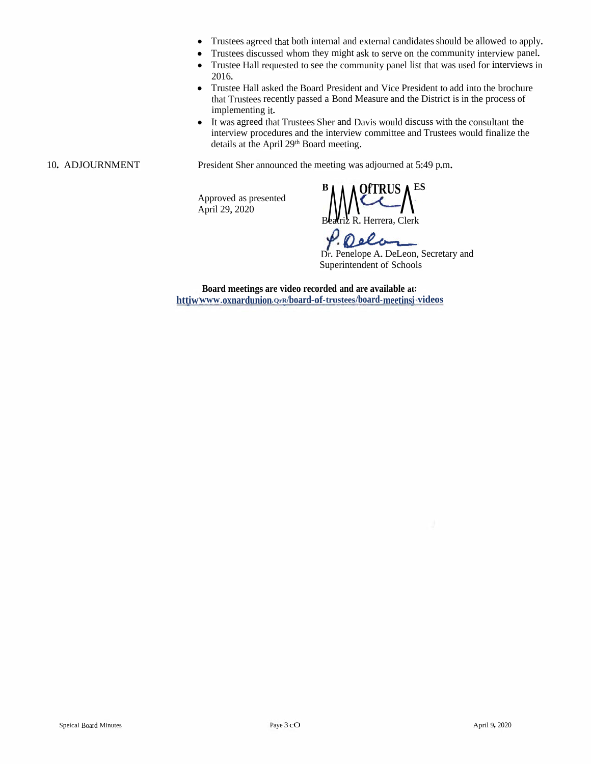- Trustees agreed that both internal and external candidates should be allowed to apply.
- Trustees discussed whom they might ask to serve on the community interview panel.
- Trustee Hall requested to see the community panel list that was used for interviews in 2016.
- Trustee Hall asked the Board President and Vice President to add into the brochure that Trustees recently passed a Bond Measure and the District is in the process of implementing it.
- It was agreed that Trustees Sher and Davis would discuss with the consultant the interview procedures and the interview committee and Trustees would finalize the details at the April 29th Board meeting.

10. ADJOURNMENT

President Sher announced the meeting was adjourned at 5:49 p.m.

Approved as presented
April 29, 2020

BOARD OF TRUSTEES

Beatriz R. Herrera, Clerk

Dr. Penelope A. DeLeon, Secretary and Superintendent of Schools

**Board meetings are video recorded and are available at:**
**httiwwww.oxnardunion.QrR/board-of-trustees/board-meetinsi-videos**